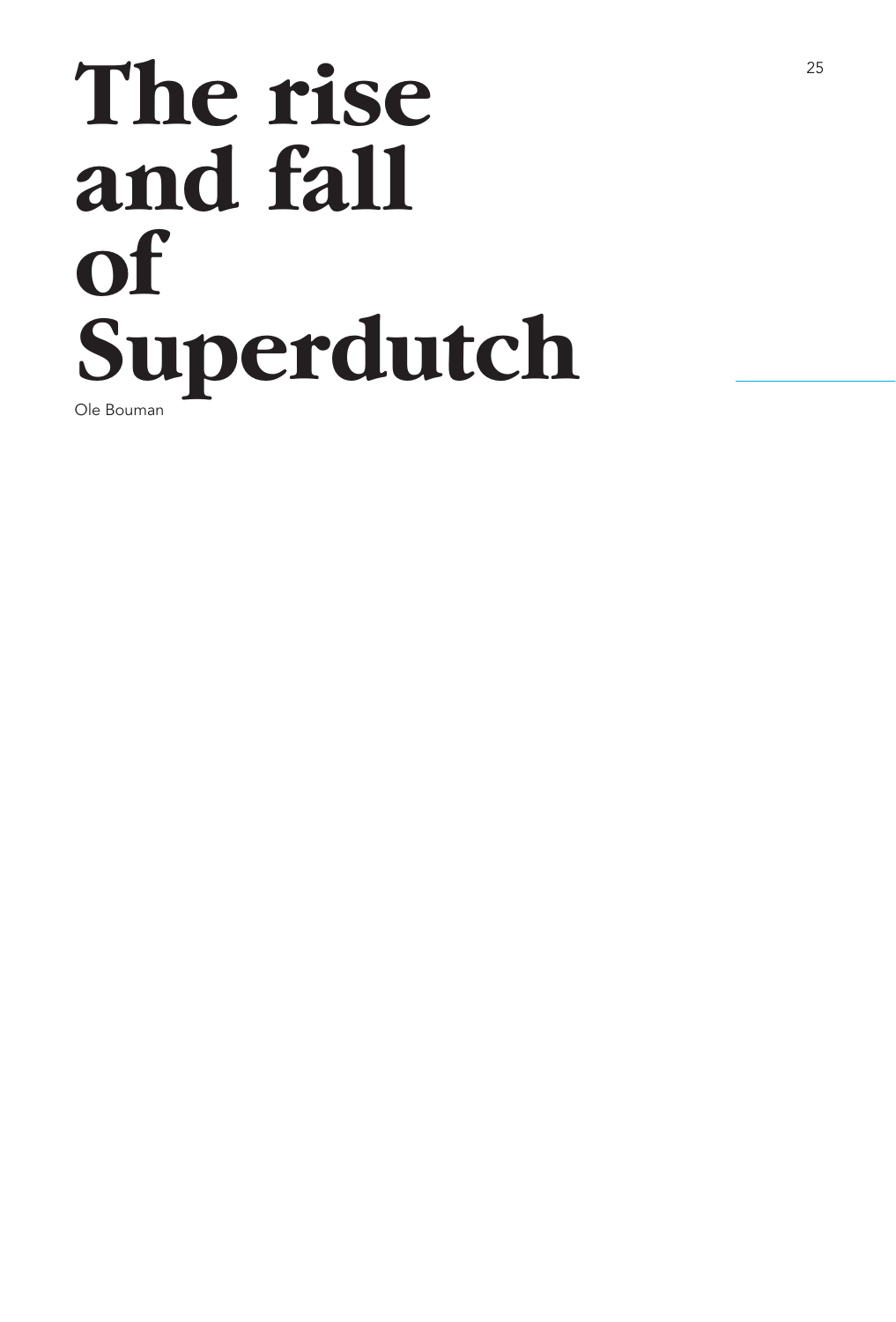# The rise and fall of Superdutch

Ole Bouman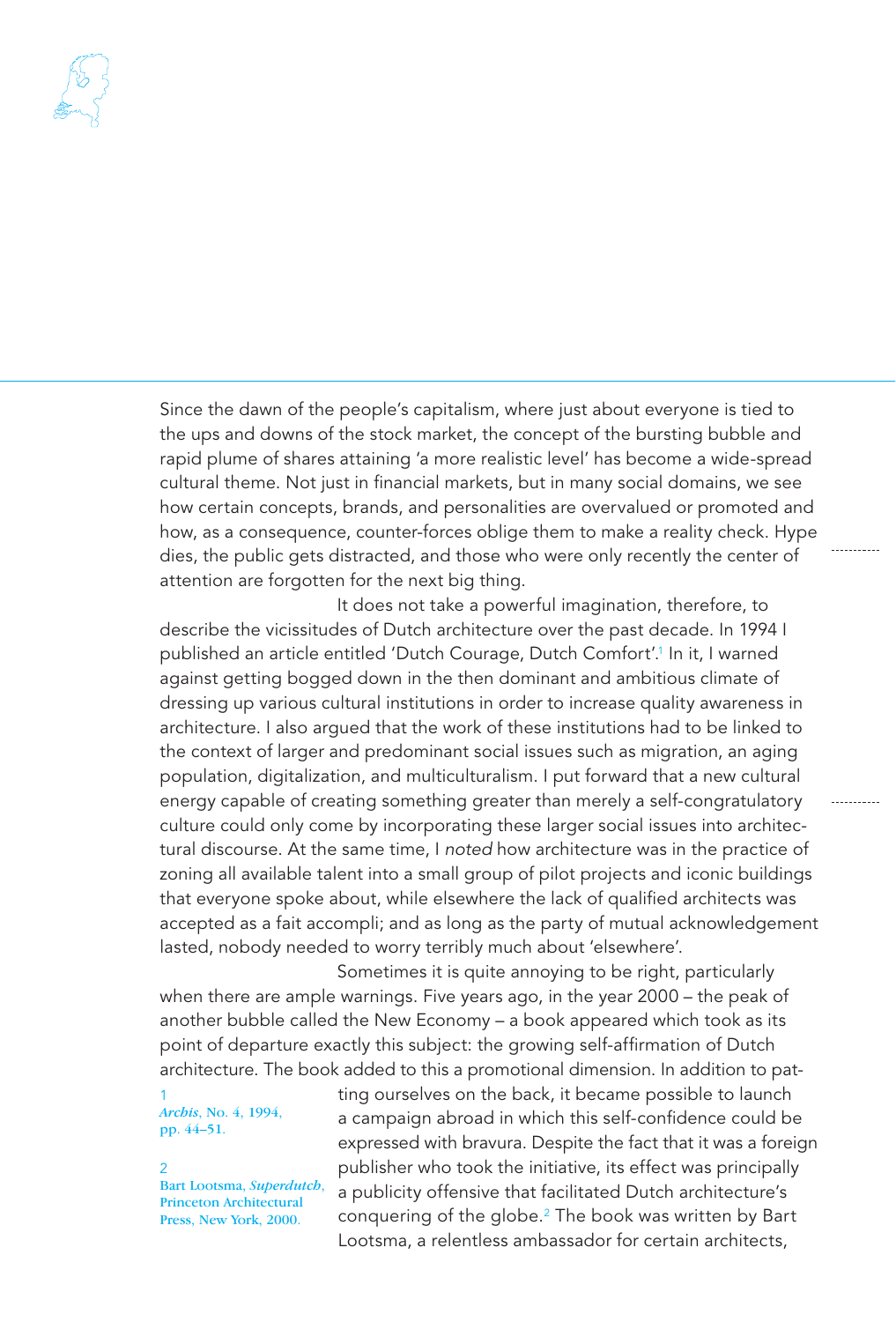Since the dawn of the people's capitalism, where just about everyone is tied to the ups and downs of the stock market, the concept of the bursting bubble and rapid plume of shares attaining 'a more realistic level' has become a wide-spread cultural theme. Not just in financial markets, but in many social domains, we see how certain concepts, brands, and personalities are overvalued or promoted and how, as a consequence, counter-forces oblige them to make a reality check. Hype dies, the public gets distracted, and those who were only recently the center of attention are forgotten for the next big thing.

It does not take a powerful imagination, therefore, to describe the vicissitudes of Dutch architecture over the past decade. In 1994 I published an article entitled 'Dutch Courage, Dutch Comfort'.[1] In it, I warned against getting bogged down in the then dominant and ambitious climate of dressing up various cultural institutions in order to increase quality awareness in architecture. I also argued that the work of these institutions had to be linked to the context of larger and predominant social issues such as migration, an aging population, digitalization, and multiculturalism. I put forward that a new cultural energy capable of creating something greater than merely a self-congratulatory culture could only come by incorporating these larger social issues into architectural discourse. At the same time, I *noted* how architecture was in the practice of zoning all available talent into a small group of pilot projects and iconic buildings that everyone spoke about, while elsewhere the lack of qualified architects was accepted as a fait accompli; and as long as the party of mutual acknowledgement lasted, nobody needed to worry terribly much about 'elsewhere'.

Sometimes it is quite annoying to be right, particularly when there are ample warnings. Five years ago, in the year 2000 – the peak of another bubble called the New Economy – a book appeared which took as its point of departure exactly this subject: the growing self-affirmation of Dutch architecture. The book added to this a promotional dimension. In addition to patting ourselves on the back, it became possible to launch a campaign abroad in which this self-confidence could be expressed with bravura. Despite the fact that it was a foreign publisher who took the initiative, its effect was principally a publicity offensive that facilitated Dutch architecture's conquering of the globe.[2] The book was written by Bart Lootsma, a relentless ambassador for certain architects,

1 *Archis*, No. 4, 1994, pp. 44–51.

2 Bart Lootsma, *Superdutch*, Princeton Architectural Press, New York, 2000.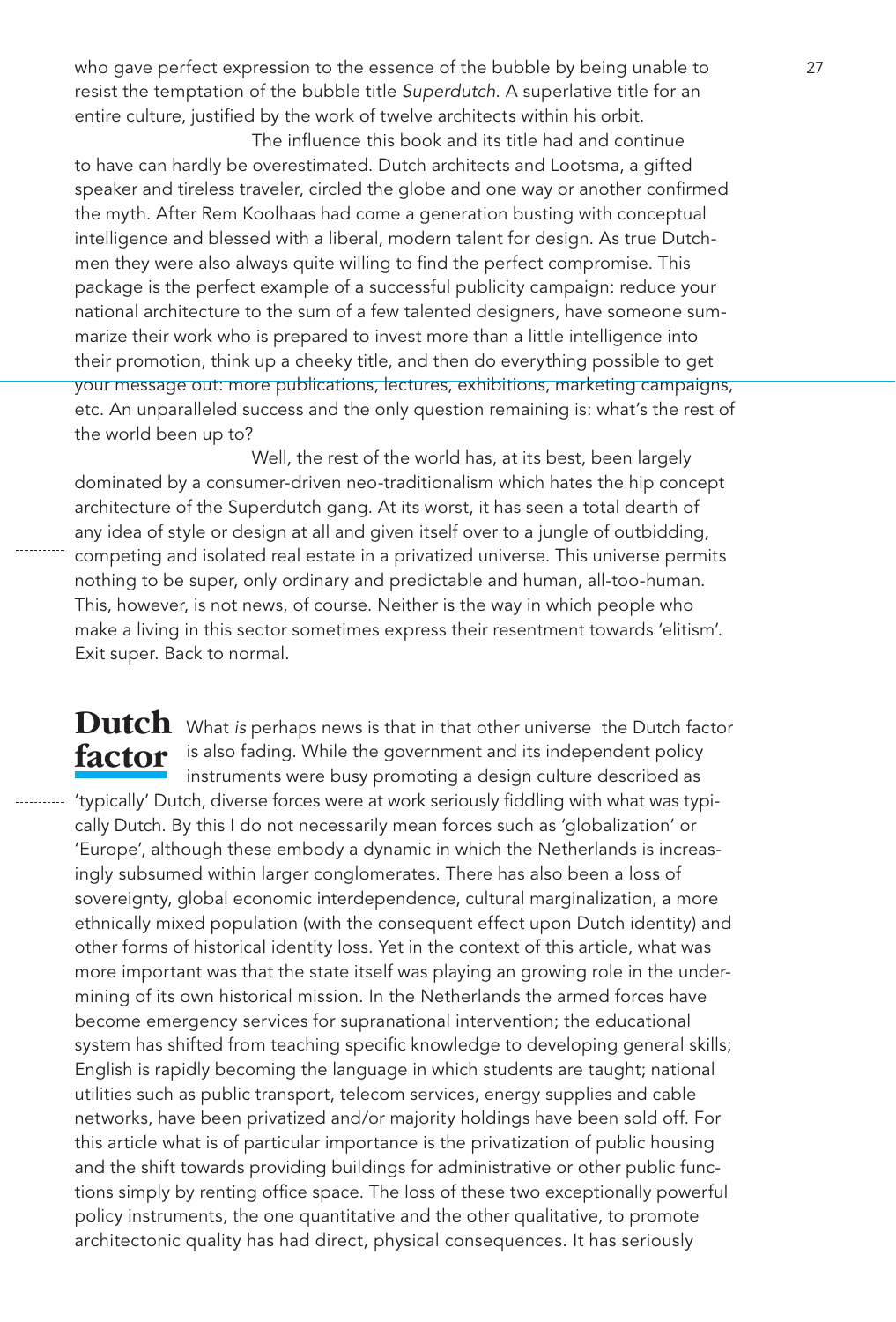who gave perfect expression to the essence of the bubble by being unable to resist the temptation of the bubble title *Superdutch*. A superlative title for an entire culture, justified by the work of twelve architects within his orbit.

The influence this book and its title had and continue to have can hardly be overestimated. Dutch architects and Lootsma, a gifted speaker and tireless traveler, circled the globe and one way or another confirmed the myth. After Rem Koolhaas had come a generation busting with conceptual intelligence and blessed with a liberal, modern talent for design. As true Dutchmen they were also always quite willing to find the perfect compromise. This package is the perfect example of a successful publicity campaign: reduce your national architecture to the sum of a few talented designers, have someone summarize their work who is prepared to invest more than a little intelligence into their promotion, think up a cheeky title, and then do everything possible to get your message out: more publications, lectures, exhibitions, marketing campaigns, etc. An unparalleled success and the only question remaining is: what's the rest of the world been up to?

Well, the rest of the world has, at its best, been largely dominated by a consumer-driven neo-traditionalism which hates the hip concept architecture of the Superdutch gang. At its worst, it has seen a total dearth of any idea of style or design at all and given itself over to a jungle of outbidding, competing and isolated real estate in a privatized universe. This universe permits nothing to be super, only ordinary and predictable and human, all-too-human. This, however, is not news, of course. Neither is the way in which people who make a living in this sector sometimes express their resentment towards 'elitism'. Exit super. Back to normal.

## Dutch factor

What *is* perhaps news is that in that other universe the Dutch factor is also fading. While the government and its independent policy instruments were busy promoting a design culture described as 'typically' Dutch, diverse forces were at work seriously fiddling with what was typically Dutch. By this I do not necessarily mean forces such as 'globalization' or 'Europe', although these embody a dynamic in which the Netherlands is increasingly subsumed within larger conglomerates. There has also been a loss of sovereignty, global economic interdependence, cultural marginalization, a more ethnically mixed population (with the consequent effect upon Dutch identity) and other forms of historical identity loss. Yet in the context of this article, what was more important was that the state itself was playing an growing role in the undermining of its own historical mission. In the Netherlands the armed forces have become emergency services for supranational intervention; the educational system has shifted from teaching specific knowledge to developing general skills; English is rapidly becoming the language in which students are taught; national utilities such as public transport, telecom services, energy supplies and cable networks, have been privatized and/or majority holdings have been sold off. For this article what is of particular importance is the privatization of public housing and the shift towards providing buildings for administrative or other public functions simply by renting office space. The loss of these two exceptionally powerful policy instruments, the one quantitative and the other qualitative, to promote architectonic quality has had direct, physical consequences. It has seriously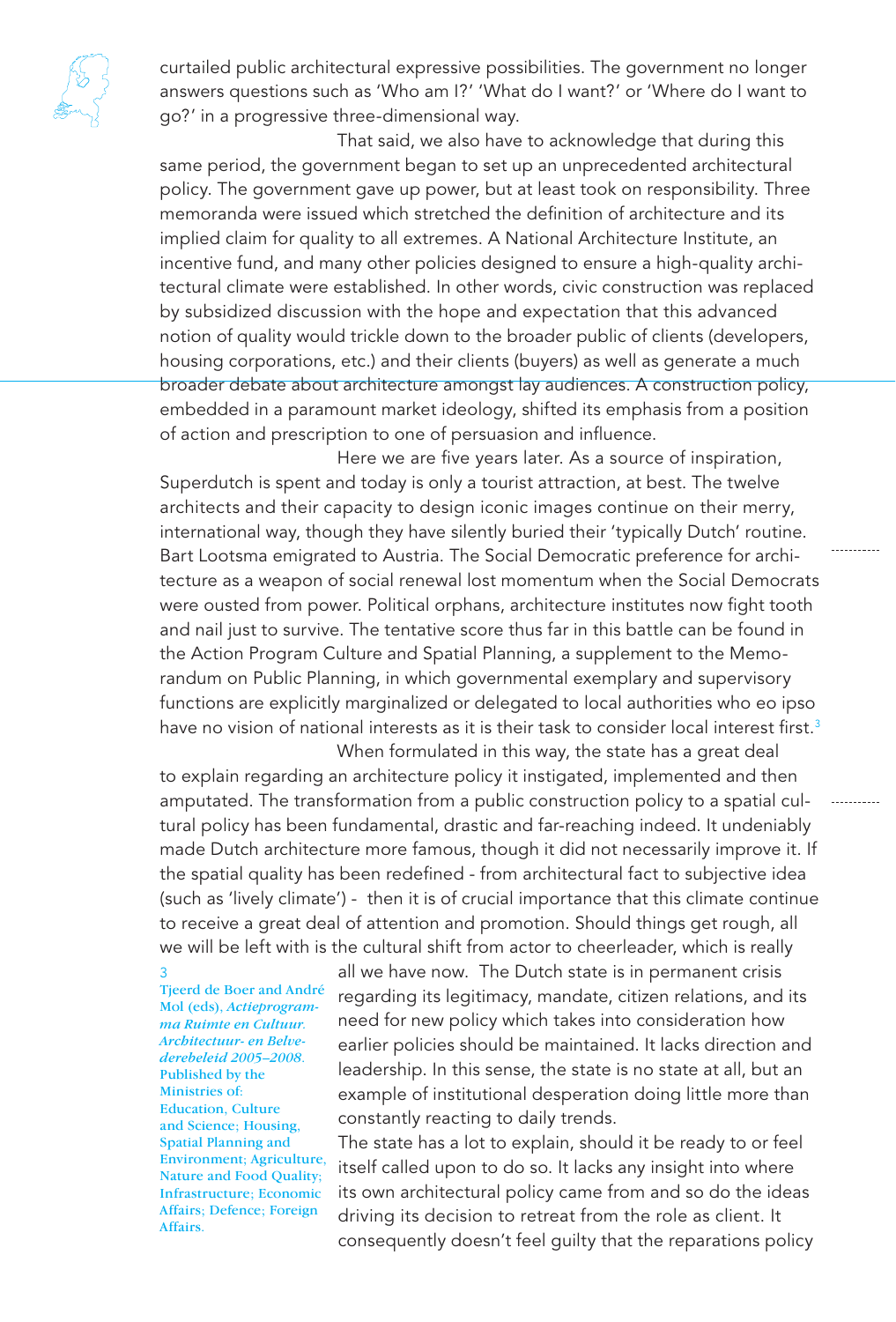curtailed public architectural expressive possibilities. The government no longer answers questions such as 'Who am I?' 'What do I want?' or 'Where do I want to go?' in a progressive three-dimensional way.

That said, we also have to acknowledge that during this same period, the government began to set up an unprecedented architectural policy. The government gave up power, but at least took on responsibility. Three memoranda were issued which stretched the definition of architecture and its implied claim for quality to all extremes. A National Architecture Institute, an incentive fund, and many other policies designed to ensure a high-quality architectural climate were established. In other words, civic construction was replaced by subsidized discussion with the hope and expectation that this advanced notion of quality would trickle down to the broader public of clients (developers, housing corporations, etc.) and their clients (buyers) as well as generate a much broader debate about architecture amongst lay audiences. A construction policy, embedded in a paramount market ideology, shifted its emphasis from a position of action and prescription to one of persuasion and influence.

Here we are five years later. As a source of inspiration, Superdutch is spent and today is only a tourist attraction, at best. The twelve architects and their capacity to design iconic images continue on their merry, international way, though they have silently buried their 'typically Dutch' routine. Bart Lootsma emigrated to Austria. The Social Democratic preference for architecture as a weapon of social renewal lost momentum when the Social Democrats were ousted from power. Political orphans, architecture institutes now fight tooth and nail just to survive. The tentative score thus far in this battle can be found in the Action Program Culture and Spatial Planning, a supplement to the Memorandum on Public Planning, in which governmental exemplary and supervisory functions are explicitly marginalized or delegated to local authorities who eo ipso have no vision of national interests as it is their task to consider local interest first.[3]

When formulated in this way, the state has a great deal to explain regarding an architecture policy it instigated, implemented and then amputated. The transformation from a public construction policy to a spatial cultural policy has been fundamental, drastic and far-reaching indeed. It undeniably made Dutch architecture more famous, though it did not necessarily improve it. If the spatial quality has been redefined - from architectural fact to subjective idea (such as 'lively climate') - then it is of crucial importance that this climate continue to receive a great deal of attention and promotion. Should things get rough, all we will be left with is the cultural shift from actor to cheerleader, which is really all we have now. The Dutch state is in permanent crisis regarding its legitimacy, mandate, citizen relations, and its need for new policy which takes into consideration how earlier policies should be maintained. It lacks direction and leadership. In this sense, the state is no state at all, but an example of institutional desperation doing little more than constantly reacting to daily trends.

The state has a lot to explain, should it be ready to or feel itself called upon to do so. It lacks any insight into where its own architectural policy came from and so do the ideas driving its decision to retreat from the role as client. It consequently doesn't feel guilty that the reparations policy

[3] Tjeerd de Boer and André Mol (eds), *Actieprogramma Ruimte en Cultuur. Architectuur- en Belvederebeleid 2005–2008.* Published by the Ministries of: Education, Culture and Science; Housing, Spatial Planning and Environment; Agriculture, Nature and Food Quality; Infrastructure; Economic Affairs; Defence; Foreign Affairs.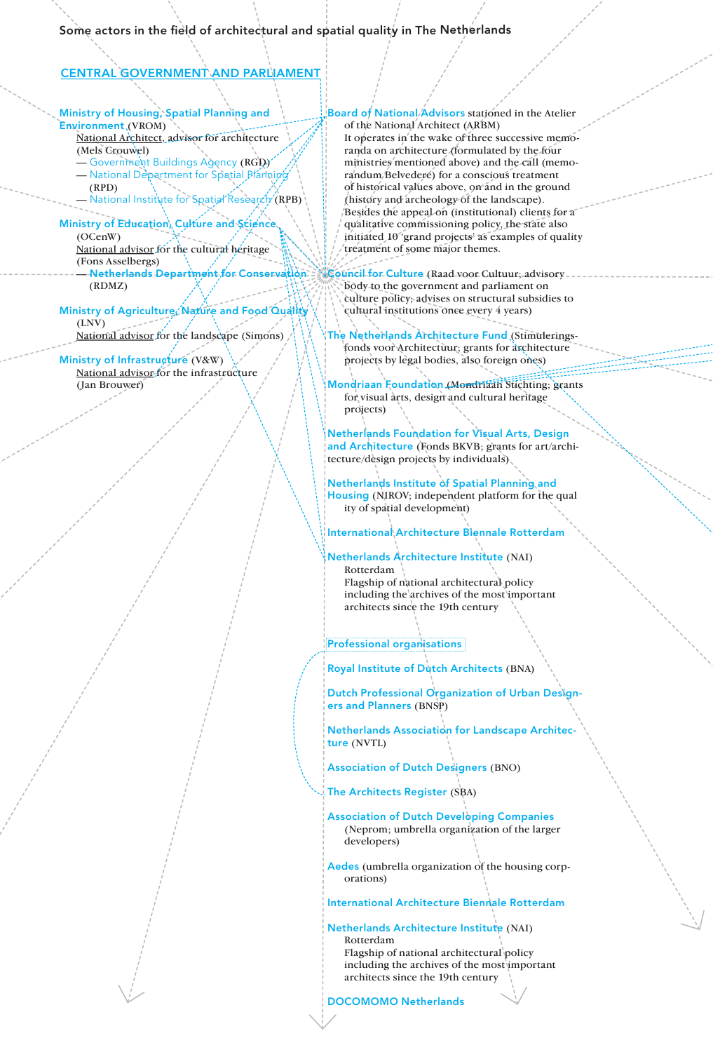Some actors in the field of architectural and spatial quality in The Netherlands

## CENTRAL GOVERNMENT AND PARLIAMENT

**Ministry of Housing, Spatial Planning and Environment** (VROM)
National Architect, advisor for architecture (Mels Crouwel)
— Government Buildings Agency (RGD)
— National Department for Spatial Planning (RPD)
— National Institute for Spatial Research (RPB)

**Ministry of Education, Culture and Science** (OCenW)
National advisor for the cultural heritage (Fons Asselbergs)
— Netherlands Department for Conservation (RDMZ)

**Ministry of Agriculture, Nature and Food Quality** (LNV)
National advisor for the landscape (Simons)

**Ministry of Infrastructure** (V&W)
National advisor for the infrastructure (Jan Brouwer)

**Board of National Advisors** stationed in the Atelier of the National Architect (ARBM)
It operates in the wake of three successive memoranda on architecture (formulated by the four ministries mentioned above) and the call (memorandum Belvedere) for a conscious treatment of historical values above, on and in the ground (history and archeology of the landscape). Besides the appeal on (institutional) clients for a qualitative commissioning policy, the state also initiated 10 'grand projects' as examples of quality treatment of some major themes.

**Council for Culture** (Raad voor Cultuur; advisory body to the government and parliament on culture policy; advises on structural subsidies to cultural institutions once every 4 years)

**The Netherlands Architecture Fund** (Stimuleringsfonds voor Architectuur; grants for architecture projects by legal bodies, also foreign ones)

**Mondriaan Foundation** (Mondriaan Stichting; grants for visual arts, design and cultural heritage projects)

**Netherlands Foundation for Visual Arts, Design and Architecture** (Fonds BKVB; grants for art/architecture/design projects by individuals)

**Netherlands Institute of Spatial Planning and Housing** (NIROV; independent platform for the quality of spatial development)

**International Architecture Biennale Rotterdam**

**Netherlands Architecture Institute** (NAI)
Rotterdam
Flagship of national architectural policy including the archives of the most important architects since the 19th century

**Professional organisations**

**Royal Institute of Dutch Architects** (BNA)

**Dutch Professional Organization of Urban Designers and Planners** (BNSP)

**Netherlands Association for Landscape Architecture** (NVTL)

**Association of Dutch Designers** (BNO)

**The Architects Register** (SBA)

**Association of Dutch Developing Companies** (Neprom; umbrella organization of the larger developers)

**Aedes** (umbrella organization of the housing corporations)

**International Architecture Biennale Rotterdam**

**Netherlands Architecture Institute** (NAI)
Rotterdam
Flagship of national architectural policy including the archives of the most important architects since the 19th century

**DOCOMOMO Netherlands**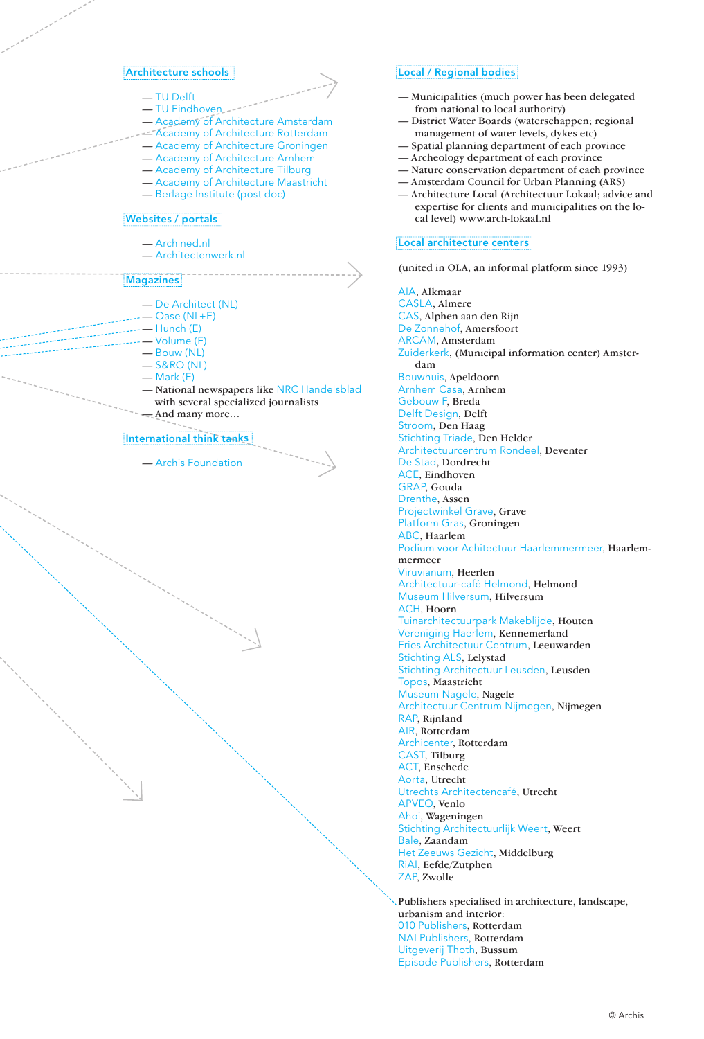## Architecture schools

- TU Delft
- TU Eindhoven
- Academy of Architecture Amsterdam
- Academy of Architecture Rotterdam
- Academy of Architecture Groningen
- Academy of Architecture Arnhem
- Academy of Architecture Tilburg
- Academy of Architecture Maastricht
- Berlage Institute (post doc)

## Websites / portals

- Archined.nl
- Architectenwerk.nl

## Magazines

- De Architect (NL)
- Oase (NL+E)
- Hunch (E)
- Volume (E)
- Bouw (NL)
- S&RO (NL)
- Mark (E)
- National newspapers like NRC Handelsblad with several specialized journalists
- And many more…

## International think tanks

- Archis Foundation

## Local / Regional bodies

- Municipalities (much power has been delegated from national to local authority)
- District Water Boards (waterschappen; regional management of water levels, dykes etc)
- Spatial planning department of each province
- Archeology department of each province
- Nature conservation department of each province
- Amsterdam Council for Urban Planning (ARS)
- Architecture Local (Architectuur Lokaal; advice and expertise for clients and municipalities on the local level) www.arch-lokaal.nl

## Local architecture centers

(united in OLA, an informal platform since 1993)

AIA, Alkmaar
CASLA, Almere
CAS, Alphen aan den Rijn
De Zonnehof, Amersfoort
ARCAM, Amsterdam
Zuiderkerk, (Municipal information center) Amsterdam
Bouwhuis, Apeldoorn
Arnhem Casa, Arnhem
Gebouw F, Breda
Delft Design, Delft
Stroom, Den Haag
Stichting Triade, Den Helder
Architectuurcentrum Rondeel, Deventer
De Stad, Dordrecht
ACE, Eindhoven
GRAP, Gouda
Drenthe, Assen
Projectwinkel Grave, Grave
Platform Gras, Groningen
ABC, Haarlem
Podium voor Achitectuur Haarlemmermeer, Haarlemmermeer
Viruvianum, Heerlen
Architectuur-café Helmond, Helmond
Museum Hilversum, Hilversum
ACH, Hoorn
Tuinarchitectuurpark Makeblijde, Houten
Vereniging Haerlem, Kennemerland
Fries Architectuur Centrum, Leeuwarden
Stichting ALS, Lelystad
Stichting Architectuur Leusden, Leusden
Topos, Maastricht
Museum Nagele, Nagele
Architectuur Centrum Nijmegen, Nijmegen
RAP, Rijnland
AIR, Rotterdam
Archicenter, Rotterdam
CAST, Tilburg
ACT, Enschede
Aorta, Utrecht
Utrechts Architectencafé, Utrecht
APVEO, Venlo
Ahoi, Wageningen
Stichting Architectuurlijk Weert, Weert
Bale, Zaandam
Het Zeeuws Gezicht, Middelburg
RiAl, Eefde/Zutphen
ZAP, Zwolle

Publishers specialised in architecture, landscape, urbanism and interior:
010 Publishers, Rotterdam
NAI Publishers, Rotterdam
Uitgeverij Thoth, Bussum
Episode Publishers, Rotterdam

© Archis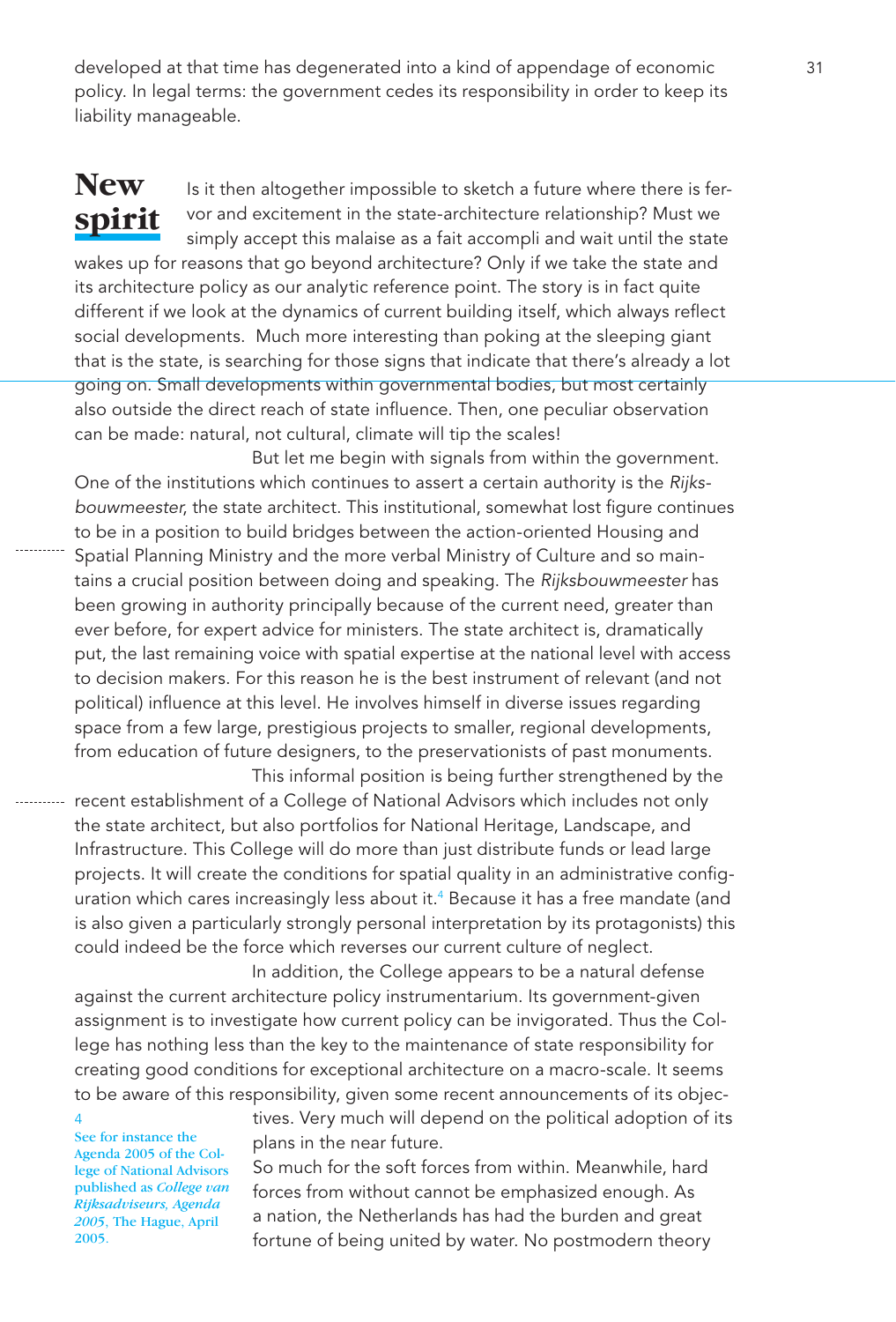developed at that time has degenerated into a kind of appendage of economic policy. In legal terms: the government cedes its responsibility in order to keep its liability manageable.

## New spirit

Is it then altogether impossible to sketch a future where there is fervor and excitement in the state-architecture relationship? Must we simply accept this malaise as a fait accompli and wait until the state wakes up for reasons that go beyond architecture? Only if we take the state and its architecture policy as our analytic reference point. The story is in fact quite different if we look at the dynamics of current building itself, which always reflect social developments. Much more interesting than poking at the sleeping giant that is the state, is searching for those signs that indicate that there's already a lot going on. Small developments within governmental bodies, but most certainly also outside the direct reach of state influence. Then, one peculiar observation can be made: natural, not cultural, climate will tip the scales!

But let me begin with signals from within the government. One of the institutions which continues to assert a certain authority is the *Rijksbouwmeester*, the state architect. This institutional, somewhat lost figure continues to be in a position to build bridges between the action-oriented Housing and Spatial Planning Ministry and the more verbal Ministry of Culture and so maintains a crucial position between doing and speaking. The *Rijksbouwmeester* has been growing in authority principally because of the current need, greater than ever before, for expert advice for ministers. The state architect is, dramatically put, the last remaining voice with spatial expertise at the national level with access to decision makers. For this reason he is the best instrument of relevant (and not political) influence at this level. He involves himself in diverse issues regarding space from a few large, prestigious projects to smaller, regional developments, from education of future designers, to the preservationists of past monuments.

This informal position is being further strengthened by the recent establishment of a College of National Advisors which includes not only the state architect, but also portfolios for National Heritage, Landscape, and Infrastructure. This College will do more than just distribute funds or lead large projects. It will create the conditions for spatial quality in an administrative configuration which cares increasingly less about it.[4] Because it has a free mandate (and is also given a particularly strongly personal interpretation by its protagonists) this could indeed be the force which reverses our current culture of neglect.

In addition, the College appears to be a natural defense against the current architecture policy instrumentarium. Its government-given assignment is to investigate how current policy can be invigorated. Thus the College has nothing less than the key to the maintenance of state responsibility for creating good conditions for exceptional architecture on a macro-scale. It seems to be aware of this responsibility, given some recent announcements of its objectives. Very much will depend on the political adoption of its plans in the near future.

So much for the soft forces from within. Meanwhile, hard forces from without cannot be emphasized enough. As a nation, the Netherlands has had the burden and great fortune of being united by water. No postmodern theory

4 See for instance the Agenda 2005 of the College of National Advisors published as *College van Rijksadviseurs, Agenda 2005*, The Hague, April 2005.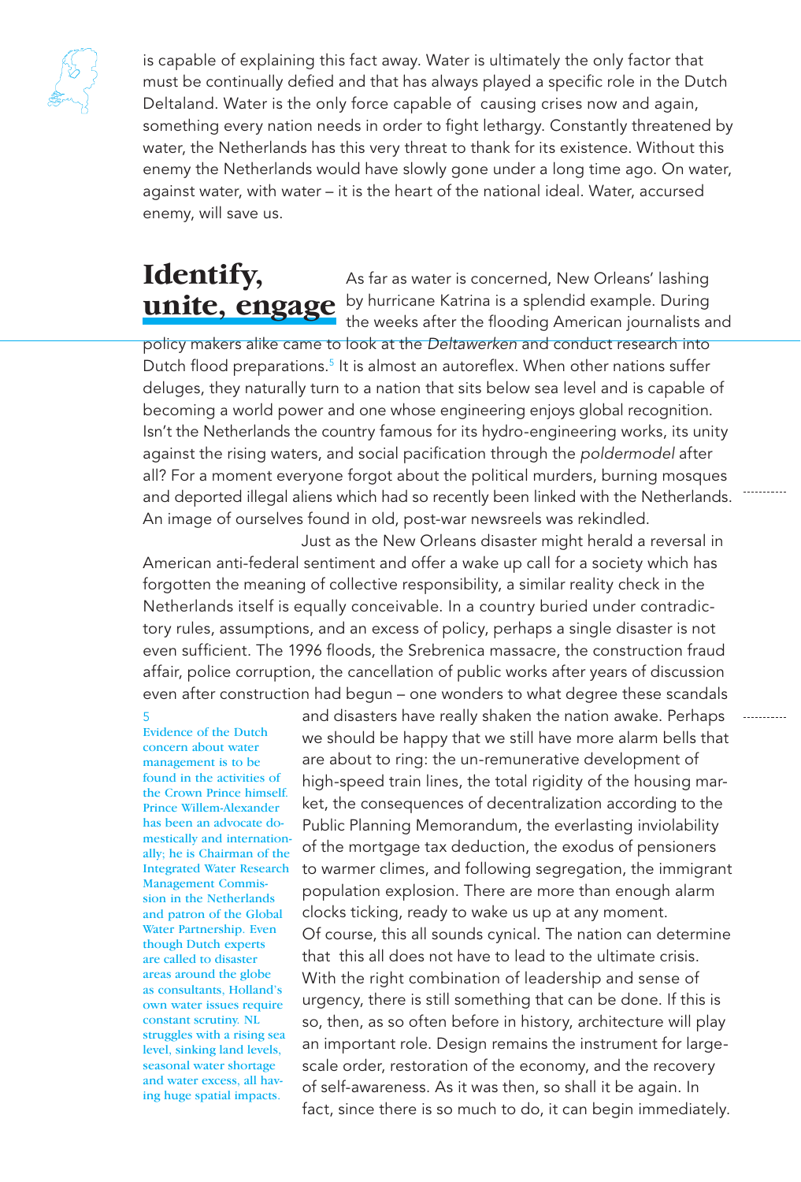is capable of explaining this fact away. Water is ultimately the only factor that must be continually defied and that has always played a specific role in the Dutch Deltaland. Water is the only force capable of causing crises now and again, something every nation needs in order to fight lethargy. Constantly threatened by water, the Netherlands has this very threat to thank for its existence. Without this enemy the Netherlands would have slowly gone under a long time ago. On water, against water, with water – it is the heart of the national ideal. Water, accursed enemy, will save us.

## Identify, unite, engage

As far as water is concerned, New Orleans' lashing by hurricane Katrina is a splendid example. During the weeks after the flooding American journalists and policy makers alike came to look at the *Deltawerken* and conduct research into Dutch flood preparations.[5] It is almost an autoreflex. When other nations suffer deluges, they naturally turn to a nation that sits below sea level and is capable of becoming a world power and one whose engineering enjoys global recognition. Isn't the Netherlands the country famous for its hydro-engineering works, its unity against the rising waters, and social pacification through the *poldermodel* after all? For a moment everyone forgot about the political murders, burning mosques and deported illegal aliens which had so recently been linked with the Netherlands. An image of ourselves found in old, post-war newsreels was rekindled.

Just as the New Orleans disaster might herald a reversal in American anti-federal sentiment and offer a wake up call for a society which has forgotten the meaning of collective responsibility, a similar reality check in the Netherlands itself is equally conceivable. In a country buried under contradictory rules, assumptions, and an excess of policy, perhaps a single disaster is not even sufficient. The 1996 floods, the Srebrenica massacre, the construction fraud affair, police corruption, the cancellation of public works after years of discussion even after construction had begun – one wonders to what degree these scandals and disasters have really shaken the nation awake. Perhaps we should be happy that we still have more alarm bells that are about to ring: the un-remunerative development of high-speed train lines, the total rigidity of the housing market, the consequences of decentralization according to the Public Planning Memorandum, the everlasting inviolability of the mortgage tax deduction, the exodus of pensioners to warmer climes, and following segregation, the immigrant population explosion. There are more than enough alarm clocks ticking, ready to wake us up at any moment.

Of course, this all sounds cynical. The nation can determine that this all does not have to lead to the ultimate crisis. With the right combination of leadership and sense of urgency, there is still something that can be done. If this is so, then, as so often before in history, architecture will play an important role. Design remains the instrument for large-scale order, restoration of the economy, and the recovery of self-awareness. As it was then, so shall it be again. In fact, since there is so much to do, it can begin immediately.

5
Evidence of the Dutch concern about water management is to be found in the activities of the Crown Prince himself. Prince Willem-Alexander has been an advocate domestically and internationally; he is Chairman of the Integrated Water Research Management Commission in the Netherlands and patron of the Global Water Partnership. Even though Dutch experts are called to disaster areas around the globe as consultants, Holland's own water issues require constant scrutiny. NL struggles with a rising sea level, sinking land levels, seasonal water shortage and water excess, all having huge spatial impacts.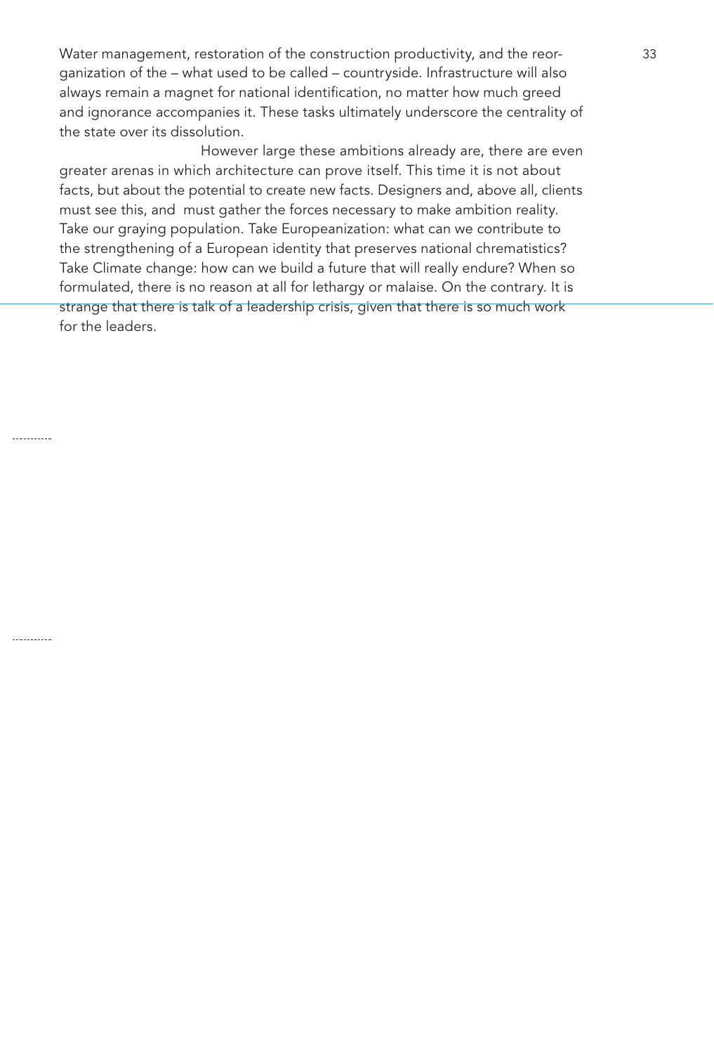Water management, restoration of the construction productivity, and the reorganization of the – what used to be called – countryside. Infrastructure will also always remain a magnet for national identification, no matter how much greed and ignorance accompanies it. These tasks ultimately underscore the centrality of the state over its dissolution.

However large these ambitions already are, there are even greater arenas in which architecture can prove itself. This time it is not about facts, but about the potential to create new facts. Designers and, above all, clients must see this, and must gather the forces necessary to make ambition reality. Take our graying population. Take Europeanization: what can we contribute to the strengthening of a European identity that preserves national chrematistics? Take Climate change: how can we build a future that will really endure? When so formulated, there is no reason at all for lethargy or malaise. On the contrary. It is strange that there is talk of a leadership crisis, given that there is so much work for the leaders.